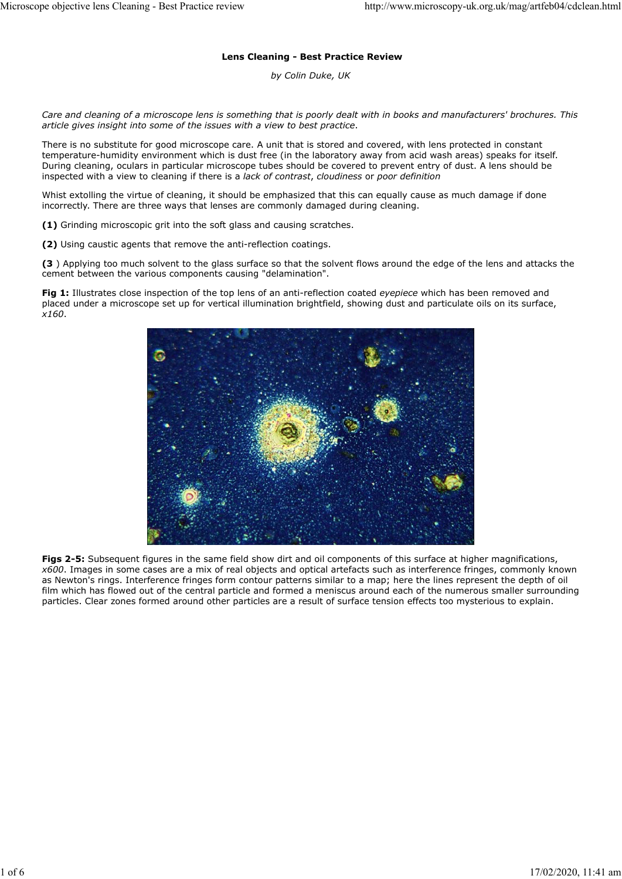# Lens Cleaning - Best Practice Review

*by Colin Duke, UK*

*Care and cleaning of a microscope lens is something that is poorly dealt with in books and manufacturers' brochures. This article gives insight into some of the issues with a view to best practice.*

There is no substitute for good microscope care. A unit that is stored and covered, with lens protected in constant temperature-humidity environment which is dust free (in the laboratory away from acid wash areas) speaks for itself. During cleaning, oculars in particular microscope tubes should be covered to prevent entry of dust. A lens should be inspected with a view to cleaning if there is a *lack of contrast*, *cloudiness* or *poor definition*

Whist extolling the virtue of cleaning, it should be emphasized that this can equally cause as much damage if done incorrectly. There are three ways that lenses are commonly damaged during cleaning.

**(1)** Grinding microscopic grit into the soft glass and causing scratches.

**(2)** Using caustic agents that remove the anti-reflection coatings.

**(3** ) Applying too much solvent to the glass surface so that the solvent flows around the edge of the lens and attacks the cement between the various components causing "delamination".

**Fig 1:** Illustrates close inspection of the top lens of an anti-reflection coated *eyepiece* which has been removed and placed under a microscope set up for vertical illumination brightfield, showing dust and particulate oils on its surface, *x160*.

**Figs 2-5:** Subsequent figures in the same field show dirt and oil components of this surface at higher magnifications, *x600*. Images in some cases are a mix of real objects and optical artefacts such as interference fringes, commonly known as Newton's rings. Interference fringes form contour patterns similar to a map; here the lines represent the depth of oil film which has flowed out of the central particle and formed a meniscus around each of the numerous smaller surrounding particles. Clear zones formed around other particles are a result of surface tension effects too mysterious to explain.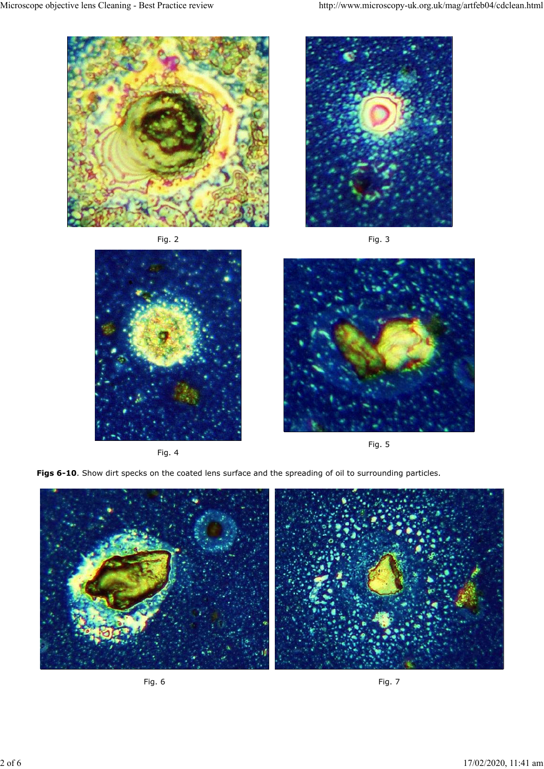Fig. 2

Fig. 3

Fig. 4

Fig. 5

**Figs 6-10**. Show dirt specks on the coated lens surface and the spreading of oil to surrounding particles.

Fig. 6

Fig. 7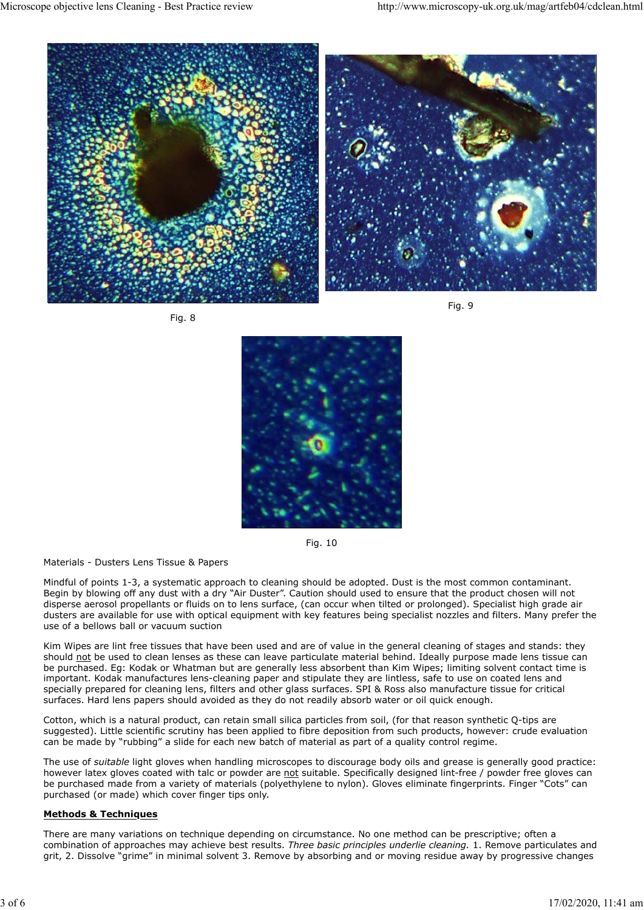Fig. 8

Fig. 9

Fig. 10

Materials - Dusters Lens Tissue & Papers

Mindful of points 1-3, a systematic approach to cleaning should be adopted. Dust is the most common contaminant. Begin by blowing off any dust with a dry "Air Duster". Caution should used to ensure that the product chosen will not disperse aerosol propellants or fluids on to lens surface, (can occur when tilted or prolonged). Specialist high grade air dusters are available for use with optical equipment with key features being specialist nozzles and filters. Many prefer the use of a bellows ball or vacuum suction

Kim Wipes are lint free tissues that have been used and are of value in the general cleaning of stages and stands: they should not be used to clean lenses as these can leave particulate material behind. Ideally purpose made lens tissue can be purchased. Eg: Kodak or Whatman but are generally less absorbent than Kim Wipes; limiting solvent contact time is important. Kodak manufactures lens-cleaning paper and stipulate they are lintless, safe to use on coated lens and specially prepared for cleaning lens, filters and other glass surfaces. SPI & Ross also manufacture tissue for critical surfaces. Hard lens papers should avoided as they do not readily absorb water or oil quick enough.

Cotton, which is a natural product, can retain small silica particles from soil, (for that reason synthetic Q-tips are suggested). Little scientific scrutiny has been applied to fibre deposition from such products, however: crude evaluation can be made by "rubbing" a slide for each new batch of material as part of a quality control regime.

The use of *suitable* light gloves when handling microscopes to discourage body oils and grease is generally good practice: however latex gloves coated with talc or powder are not suitable. Specifically designed lint-free / powder free gloves can be purchased made from a variety of materials (polyethylene to nylon). Gloves eliminate fingerprints. Finger "Cots" can purchased (or made) which cover finger tips only.

**Methods & Techniques**

There are many variations on technique depending on circumstance. No one method can be prescriptive; often a combination of approaches may achieve best results. *Three basic principles underlie cleaning.* 1. Remove particulates and grit, 2. Dissolve "grime" in minimal solvent 3. Remove by absorbing and or moving residue away by progressive changes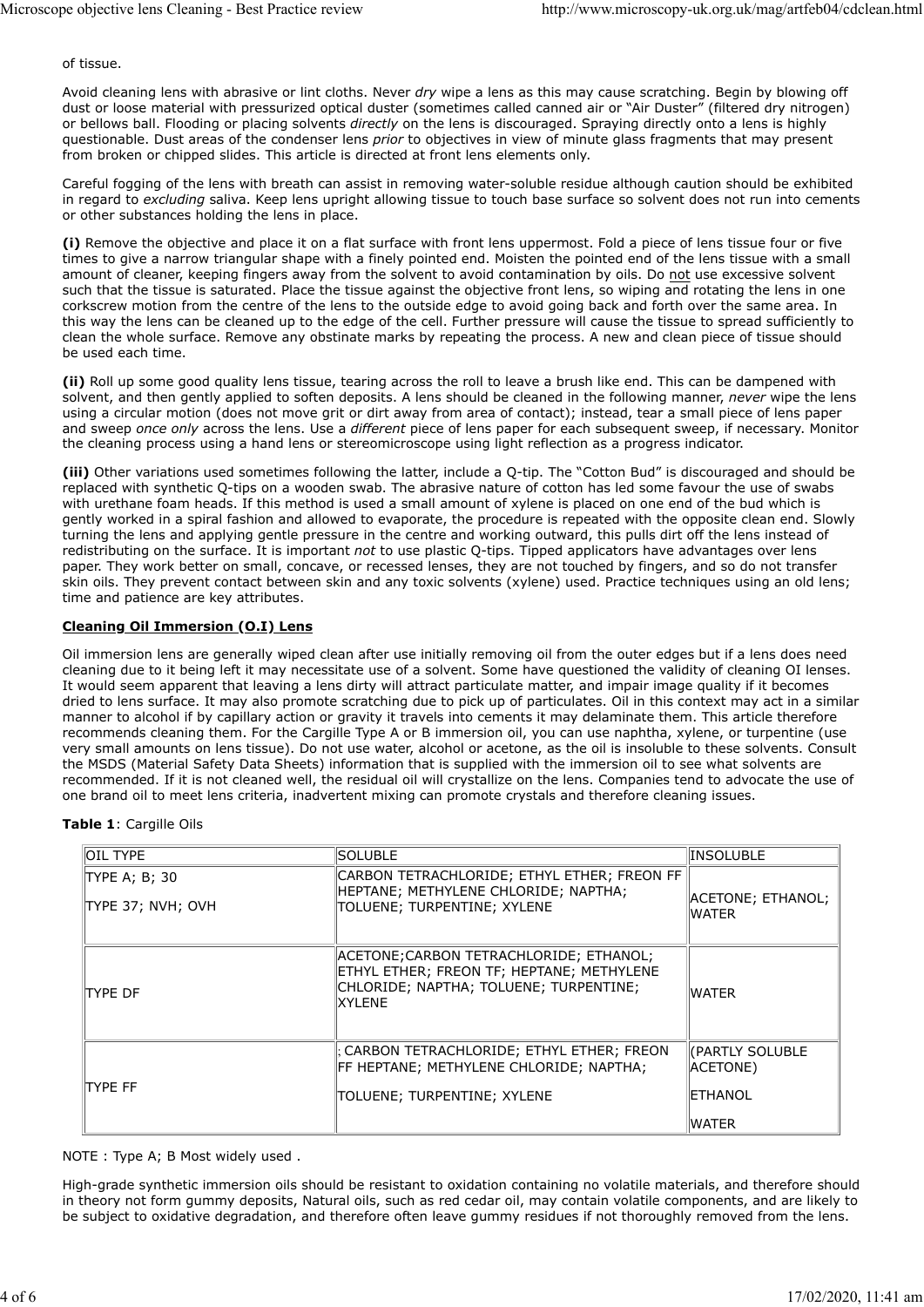of tissue.

Avoid cleaning lens with abrasive or lint cloths. Never *dry* wipe a lens as this may cause scratching. Begin by blowing off dust or loose material with pressurized optical duster (sometimes called canned air or "Air Duster" (filtered dry nitrogen) or bellows ball. Flooding or placing solvents *directly* on the lens is discouraged. Spraying directly onto a lens is highly questionable. Dust areas of the condenser lens *prior* to objectives in view of minute glass fragments that may present from broken or chipped slides. This article is directed at front lens elements only.

Careful fogging of the lens with breath can assist in removing water-soluble residue although caution should be exhibited in regard to *excluding* saliva. Keep lens upright allowing tissue to touch base surface so solvent does not run into cements or other substances holding the lens in place.

**(i)** Remove the objective and place it on a flat surface with front lens uppermost. Fold a piece of lens tissue four or five times to give a narrow triangular shape with a finely pointed end. Moisten the pointed end of the lens tissue with a small amount of cleaner, keeping fingers away from the solvent to avoid contamination by oils. Do <u>not</u> use excessive solvent such that the tissue is saturated. Place the tissue against the objective front lens, so wiping and rotating the lens in one corkscrew motion from the centre of the lens to the outside edge to avoid going back and forth over the same area. In this way the lens can be cleaned up to the edge of the cell. Further pressure will cause the tissue to spread sufficiently to clean the whole surface. Remove any obstinate marks by repeating the process. A new and clean piece of tissue should be used each time.

**(ii)** Roll up some good quality lens tissue, tearing across the roll to leave a brush like end. This can be dampened with solvent, and then gently applied to soften deposits. A lens should be cleaned in the following manner, *never* wipe the lens using a circular motion (does not move grit or dirt away from area of contact); instead, tear a small piece of lens paper and sweep *once only* across the lens. Use a *different* piece of lens paper for each subsequent sweep, if necessary. Monitor the cleaning process using a hand lens or stereomicroscope using light reflection as a progress indicator.

**(iii)** Other variations used sometimes following the latter, include a Q-tip. The "Cotton Bud" is discouraged and should be replaced with synthetic Q-tips on a wooden swab. The abrasive nature of cotton has led some favour the use of swabs with urethane foam heads. If this method is used a small amount of xylene is placed on one end of the bud which is gently worked in a spiral fashion and allowed to evaporate, the procedure is repeated with the opposite clean end. Slowly turning the lens and applying gentle pressure in the centre and working outward, this pulls dirt off the lens instead of redistributing on the surface. It is important *not* to use plastic Q-tips. Tipped applicators have advantages over lens paper. They work better on small, concave, or recessed lenses, they are not touched by fingers, and so do not transfer skin oils. They prevent contact between skin and any toxic solvents (xylene) used. Practice techniques using an old lens; time and patience are key attributes.

## Cleaning Oil Immersion (O.I) Lens

Oil immersion lens are generally wiped clean after use initially removing oil from the outer edges but if a lens does need cleaning due to it being left it may necessitate use of a solvent. Some have questioned the validity of cleaning OI lenses. It would seem apparent that leaving a lens dirty will attract particulate matter, and impair image quality if it becomes dried to lens surface. It may also promote scratching due to pick up of particulates. Oil in this context may act in a similar manner to alcohol if by capillary action or gravity it travels into cements it may delaminate them. This article therefore recommends cleaning them. For the Cargille Type A or B immersion oil, you can use naphtha, xylene, or turpentine (use very small amounts on lens tissue). Do not use water, alcohol or acetone, as the oil is insoluble to these solvents. Consult the MSDS (Material Safety Data Sheets) information that is supplied with the immersion oil to see what solvents are recommended. If it is not cleaned well, the residual oil will crystallize on the lens. Companies tend to advocate the use of one brand oil to meet lens criteria, inadvertent mixing can promote crystals and therefore cleaning issues.

**Table 1**: Cargille Oils

| OIL TYPE | SOLUBLE | INSOLUBLE |
|---|---|---|
| TYPE A; B; 30<br>TYPE 37; NVH; OVH | CARBON TETRACHLORIDE; ETHYL ETHER; FREON FF HEPTANE; METHYLENE CHLORIDE; NAPTHA; TOLUENE; TURPENTINE; XYLENE | ACETONE; ETHANOL; WATER |
| TYPE DF | ACETONE;CARBON TETRACHLORIDE; ETHANOL; ETHYL ETHER; FREON TF; HEPTANE; METHYLENE CHLORIDE; NAPTHA; TOLUENE; TURPENTINE; XYLENE | WATER |
| TYPE FF | : CARBON TETRACHLORIDE; ETHYL ETHER; FREON FF HEPTANE; METHYLENE CHLORIDE; NAPTHA;<br>TOLUENE; TURPENTINE; XYLENE | (PARTLY SOLUBLE ACETONE)<br>ETHANOL<br>WATER |

NOTE : Type A; B Most widely used .

High-grade synthetic immersion oils should be resistant to oxidation containing no volatile materials, and therefore should in theory not form gummy deposits, Natural oils, such as red cedar oil, may contain volatile components, and are likely to be subject to oxidative degradation, and therefore often leave gummy residues if not thoroughly removed from the lens.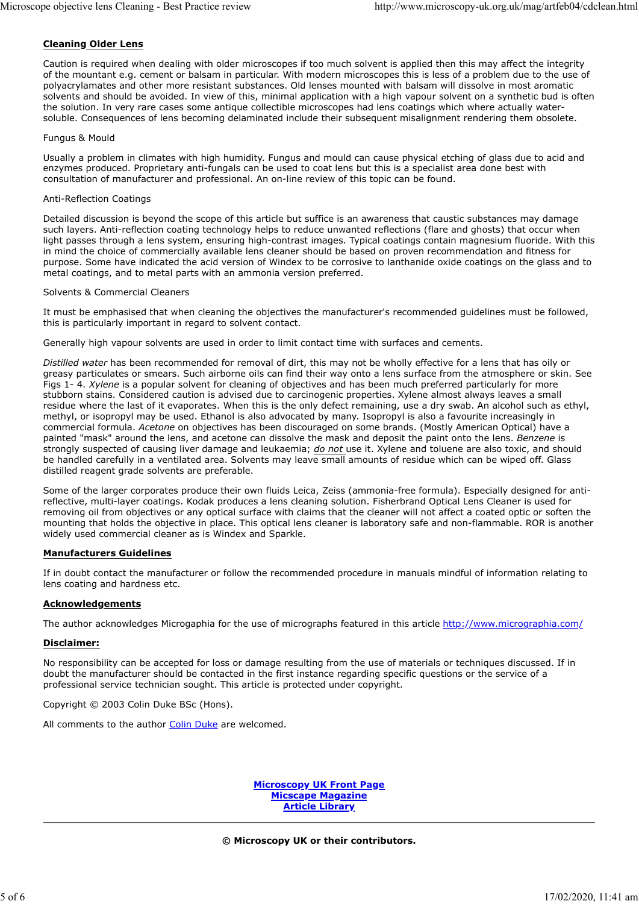## Cleaning Older Lens

Caution is required when dealing with older microscopes if too much solvent is applied then this may affect the integrity of the mountant e.g. cement or balsam in particular. With modern microscopes this is less of a problem due to the use of polyacrylamates and other more resistant substances. Old lenses mounted with balsam will dissolve in most aromatic solvents and should be avoided. In view of this, minimal application with a high vapour solvent on a synthetic bud is often the solution. In very rare cases some antique collectible microscopes had lens coatings which where actually water-soluble. Consequences of lens becoming delaminated include their subsequent misalignment rendering them obsolete.

Fungus & Mould

Usually a problem in climates with high humidity. Fungus and mould can cause physical etching of glass due to acid and enzymes produced. Proprietary anti-fungals can be used to coat lens but this is a specialist area done best with consultation of manufacturer and professional. An on-line review of this topic can be found.

Anti-Reflection Coatings

Detailed discussion is beyond the scope of this article but suffice is an awareness that caustic substances may damage such layers. Anti-reflection coating technology helps to reduce unwanted reflections (flare and ghosts) that occur when light passes through a lens system, ensuring high-contrast images. Typical coatings contain magnesium fluoride. With this in mind the choice of commercially available lens cleaner should be based on proven recommendation and fitness for purpose. Some have indicated the acid version of Windex to be corrosive to lanthanide oxide coatings on the glass and to metal coatings, and to metal parts with an ammonia version preferred.

Solvents & Commercial Cleaners

It must be emphasised that when cleaning the objectives the manufacturer's recommended guidelines must be followed, this is particularly important in regard to solvent contact.

Generally high vapour solvents are used in order to limit contact time with surfaces and cements.

*Distilled water* has been recommended for removal of dirt, this may not be wholly effective for a lens that has oily or greasy particulates or smears. Such airborne oils can find their way onto a lens surface from the atmosphere or skin. See Figs 1- 4. *Xylene* is a popular solvent for cleaning of objectives and has been much preferred particularly for more stubborn stains. Considered caution is advised due to carcinogenic properties. Xylene almost always leaves a small residue where the last of it evaporates. When this is the only defect remaining, use a dry swab. An alcohol such as ethyl, methyl, or isopropyl may be used. Ethanol is also advocated by many. Isopropyl is also a favourite increasingly in commercial formula. *Acetone* on objectives has been discouraged on some brands. (Mostly American Optical) have a painted "mask" around the lens, and acetone can dissolve the mask and deposit the paint onto the lens. *Benzene* is strongly suspected of causing liver damage and leukaemia; *do not* use it. Xylene and toluene are also toxic, and should be handled carefully in a ventilated area. Solvents may leave small amounts of residue which can be wiped off. Glass distilled reagent grade solvents are preferable.

Some of the larger corporates produce their own fluids Leica, Zeiss (ammonia-free formula). Especially designed for anti-reflective, multi-layer coatings. Kodak produces a lens cleaning solution. Fisherbrand Optical Lens Cleaner is used for removing oil from objectives or any optical surface with claims that the cleaner will not affect a coated optic or soften the mounting that holds the objective in place. This optical lens cleaner is laboratory safe and non-flammable. ROR is another widely used commercial cleaner as is Windex and Sparkle.

## Manufacturers Guidelines

If in doubt contact the manufacturer or follow the recommended procedure in manuals mindful of information relating to lens coating and hardness etc.

## Acknowledgements

The author acknowledges Microgaphia for the use of micrographs featured in this article http://www.micrographia.com/

## Disclaimer:

No responsibility can be accepted for loss or damage resulting from the use of materials or techniques discussed. If in doubt the manufacturer should be contacted in the first instance regarding specific questions or the service of a professional service technician sought. This article is protected under copyright.

Copyright © 2003 Colin Duke BSc (Hons).

All comments to the author Colin Duke are welcomed.

**Microscopy UK Front Page**
**Micscape Magazine**
**Article Library**

---

**© Microscopy UK or their contributors.**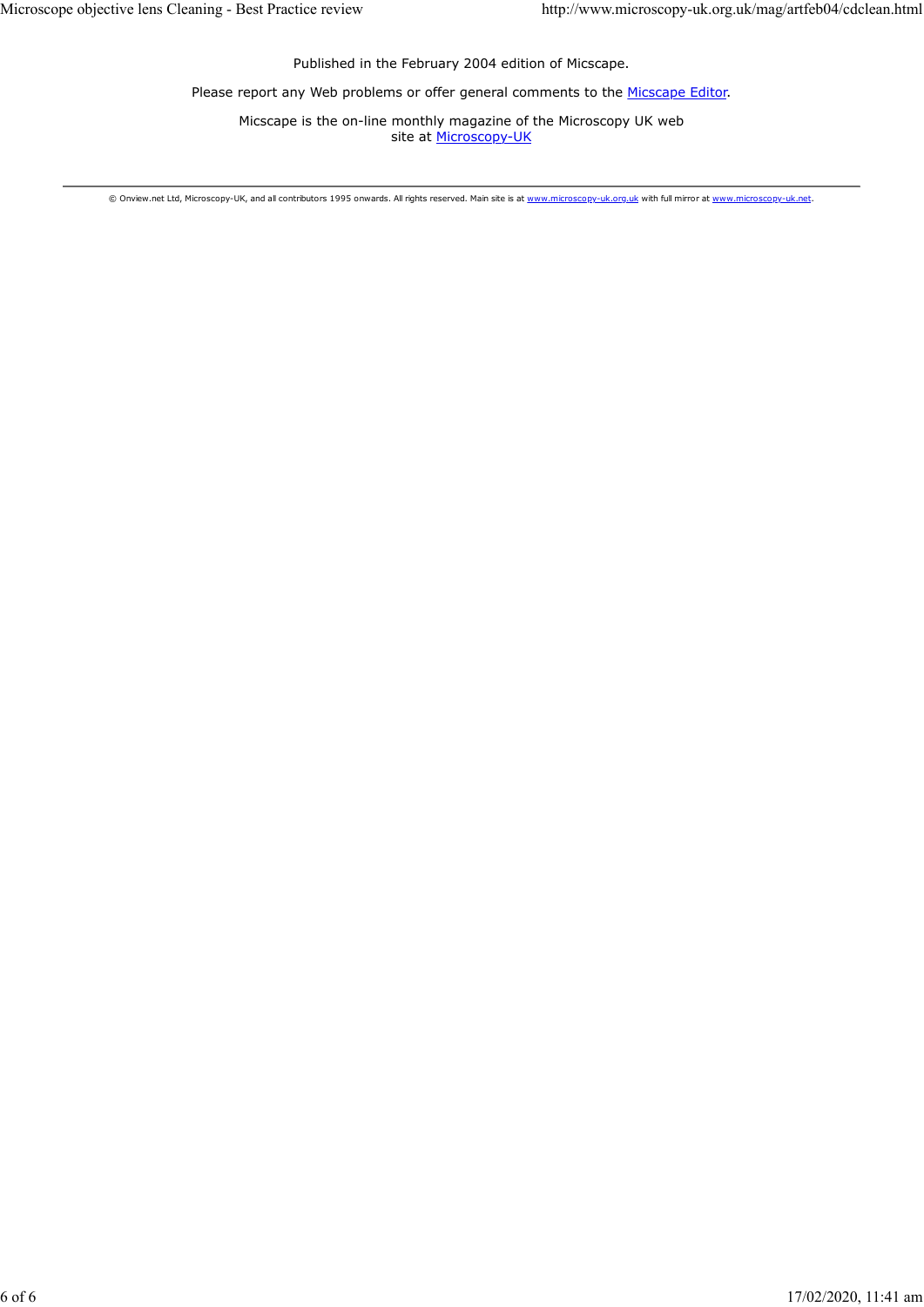Published in the February 2004 edition of Micscape.

Please report any Web problems or offer general comments to the Micscape Editor.

Micscape is the on-line monthly magazine of the Microscopy UK web site at Microscopy-UK

---

© Onview.net Ltd, Microscopy-UK, and all contributors 1995 onwards. All rights reserved. Main site is at www.microscopy-uk.org.uk with full mirror at www.microscopy-uk.net.